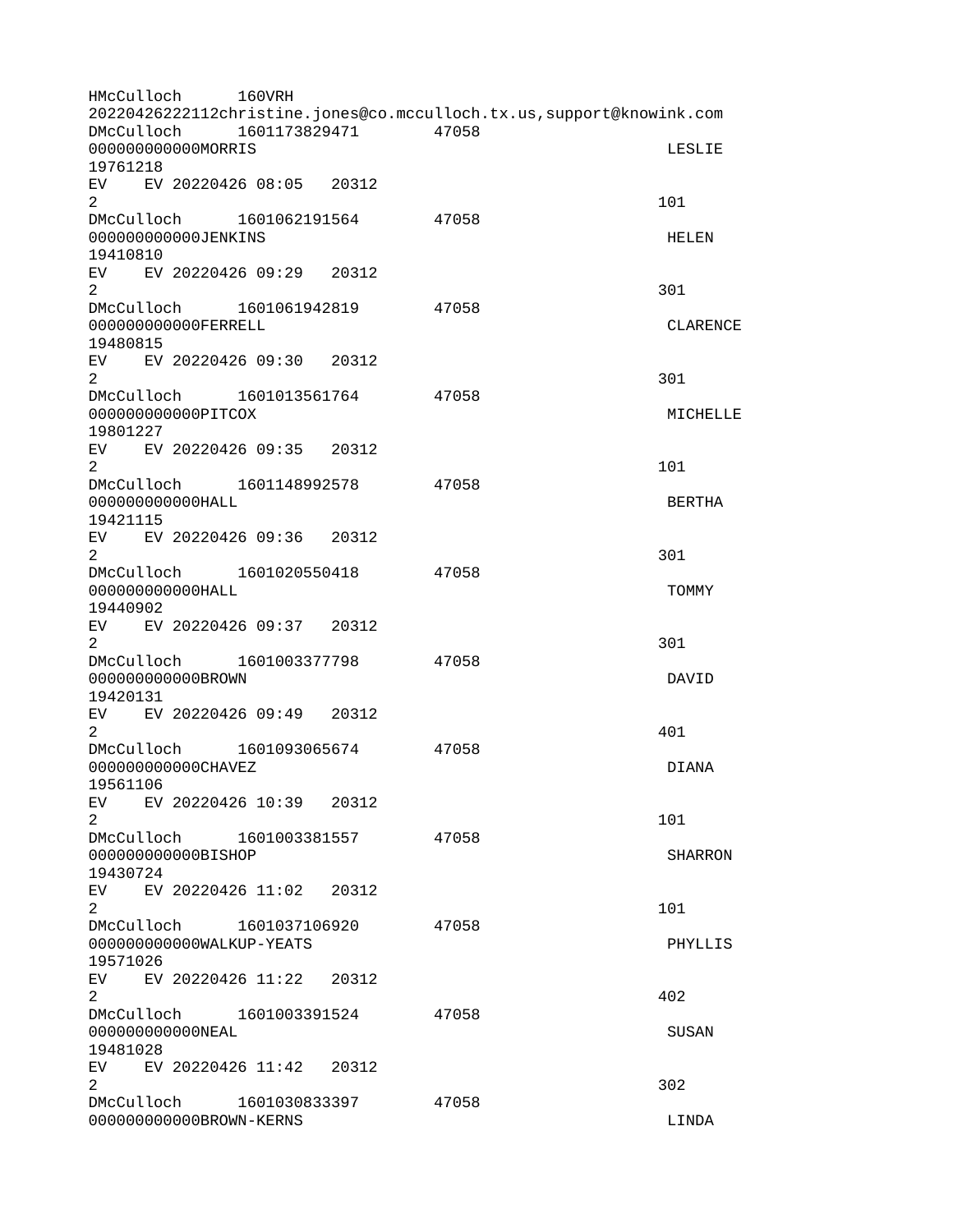```
HMcCulloch      160VRH
20220426222112christine.jones@co.mcculloch.tx.us,support@knowink.com
DMcCulloch      1601173829471       47058
000000000000MORRIS                                                  LESLIE
19761218
EV    EV 20220426 08:05   20312
2                                                                  101
DMcCulloch      1601062191564       47058
000000000000JENKINS                                                 HELEN
19410810
EV    EV 20220426 09:29   20312
2                                                                  301
DMcCulloch      1601061942819       47058
000000000000FERRELL                                                 CLARENCE
19480815
EV    EV 20220426 09:30   20312
2                                                                  301
DMcCulloch      1601013561764       47058
000000000000PITCOX                                                  MICHELLE
19801227
EV    EV 20220426 09:35   20312
2                                                                  101
DMcCulloch      1601148992578       47058
000000000000HALL                                                    BERTHA
19421115
EV    EV 20220426 09:36   20312
2                                                                  301
DMcCulloch      1601020550418       47058
000000000000HALL                                                    TOMMY
19440902
EV    EV 20220426 09:37   20312
2                                                                  301
DMcCulloch      1601003377798       47058
000000000000BROWN                                                   DAVID
19420131
EV    EV 20220426 09:49   20312
2                                                                  401
DMcCulloch      1601093065674       47058
000000000000CHAVEZ                                                  DIANA
19561106
EV    EV 20220426 10:39   20312
2                                                                  101
DMcCulloch      1601003381557       47058
000000000000BISHOP                                                  SHARRON
19430724
EV    EV 20220426 11:02   20312
2                                                                  101
DMcCulloch      1601037106920       47058
000000000000WALKUP-YEATS                                            PHYLLIS
19571026
EV    EV 20220426 11:22   20312
2                                                                  402
DMcCulloch      1601003391524       47058
000000000000NEAL                                                    SUSAN
19481028
EV    EV 20220426 11:42   20312
2                                                                  302
DMcCulloch      1601030833397       47058
000000000000BROWN-KERNS                                             LINDA
```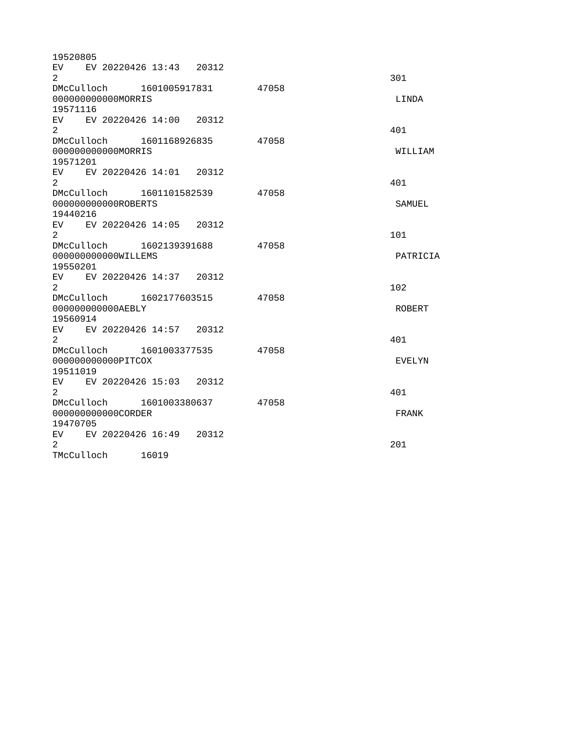```
19520805
EV    EV 20220426 13:43   20312
2                                                                   301
DMcCulloch      1601005917831       47058
000000000000MORRIS                                                   LINDA
19571116
EV    EV 20220426 14:00   20312
2                                                                   401
DMcCulloch      1601168926835       47058
000000000000MORRIS                                                   WILLIAM
19571201
EV    EV 20220426 14:01   20312
2                                                                   401
DMcCulloch      1601101582539       47058
000000000000ROBERTS                                                  SAMUEL
19440216
EV    EV 20220426 14:05   20312
2                                                                   101
DMcCulloch      1602139391688       47058
000000000000WILLEMS                                                  PATRICIA
19550201
EV    EV 20220426 14:37   20312
2                                                                   102
DMcCulloch      1602177603515       47058
000000000000AEBLY                                                    ROBERT
19560914
EV    EV 20220426 14:57   20312
2                                                                   401
DMcCulloch      1601003377535       47058
000000000000PITCOX                                                   EVELYN
19511019
EV    EV 20220426 15:03   20312
2                                                                   401
DMcCulloch      1601003380637       47058
000000000000CORDER                                                   FRANK
19470705
EV    EV 20220426 16:49   20312
2                                                                   201
TMcCulloch      16019
```